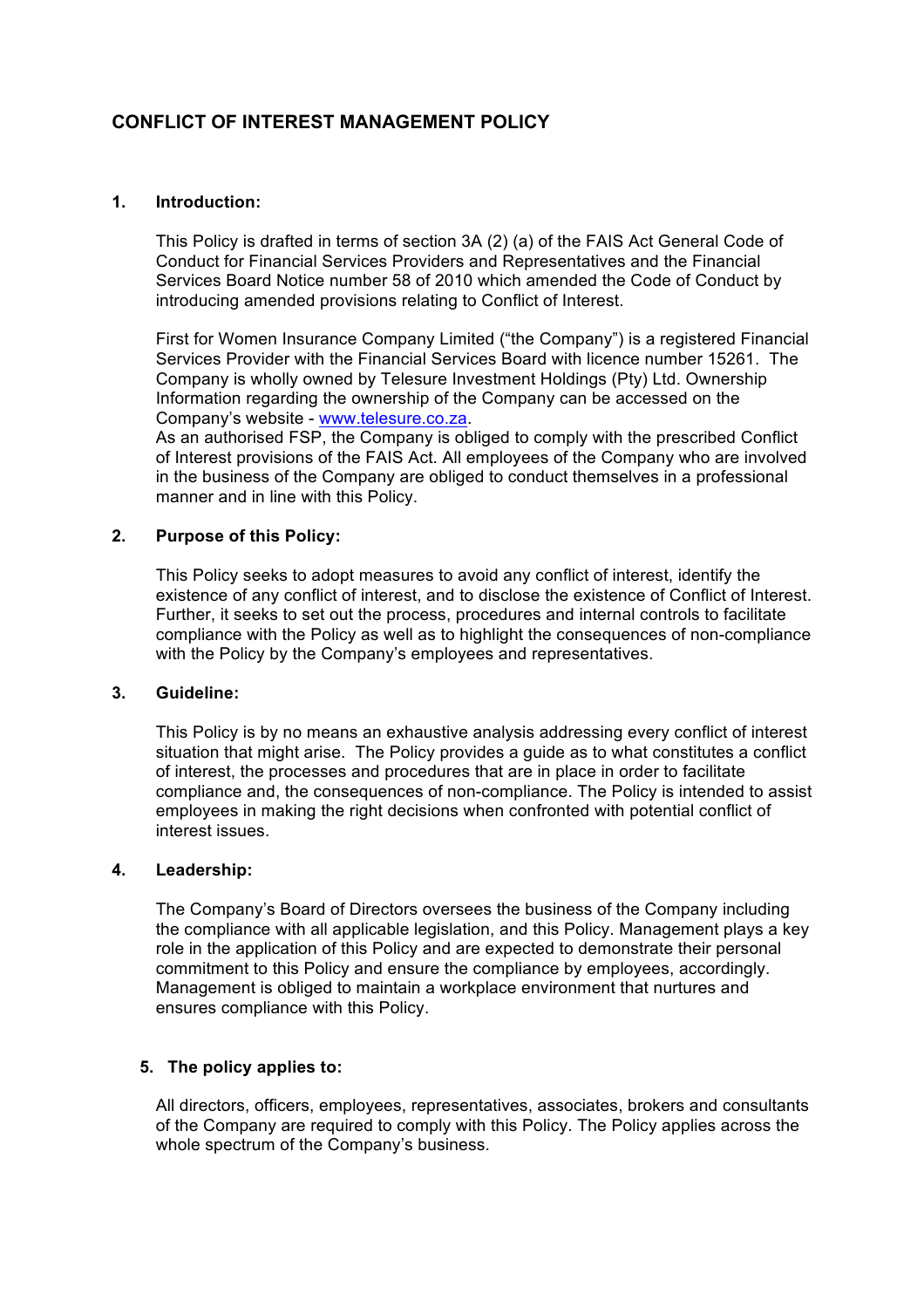# CONFLICT OF INTEREST MANAGEMENT POLICY

## 1. Introduction:

This Policy is drafted in terms of section 3A (2) (a) of the FAIS Act General Code of Conduct for Financial Services Providers and Representatives and the Financial Services Board Notice number 58 of 2010 which amended the Code of Conduct by introducing amended provisions relating to Conflict of Interest.

First for Women Insurance Company Limited ("the Company") is a registered Financial Services Provider with the Financial Services Board with licence number 15261. The Company is wholly owned by Telesure Investment Holdings (Pty) Ltd. Ownership Information regarding the ownership of the Company can be accessed on the Company's website - [www.telesure.co.za](http://www.telesure.co.za).
As an authorised FSP, the Company is obliged to comply with the prescribed Conflict of Interest provisions of the FAIS Act. All employees of the Company who are involved in the business of the Company are obliged to conduct themselves in a professional manner and in line with this Policy.

## 2. Purpose of this Policy:

This Policy seeks to adopt measures to avoid any conflict of interest, identify the existence of any conflict of interest, and to disclose the existence of Conflict of Interest. Further, it seeks to set out the process, procedures and internal controls to facilitate compliance with the Policy as well as to highlight the consequences of non-compliance with the Policy by the Company's employees and representatives.

## 3. Guideline:

This Policy is by no means an exhaustive analysis addressing every conflict of interest situation that might arise. The Policy provides a guide as to what constitutes a conflict of interest, the processes and procedures that are in place in order to facilitate compliance and, the consequences of non-compliance. The Policy is intended to assist employees in making the right decisions when confronted with potential conflict of interest issues.

## 4. Leadership:

The Company's Board of Directors oversees the business of the Company including the compliance with all applicable legislation, and this Policy. Management plays a key role in the application of this Policy and are expected to demonstrate their personal commitment to this Policy and ensure the compliance by employees, accordingly. Management is obliged to maintain a workplace environment that nurtures and ensures compliance with this Policy.

## 5. The policy applies to:

All directors, officers, employees, representatives, associates, brokers and consultants of the Company are required to comply with this Policy. The Policy applies across the whole spectrum of the Company's business.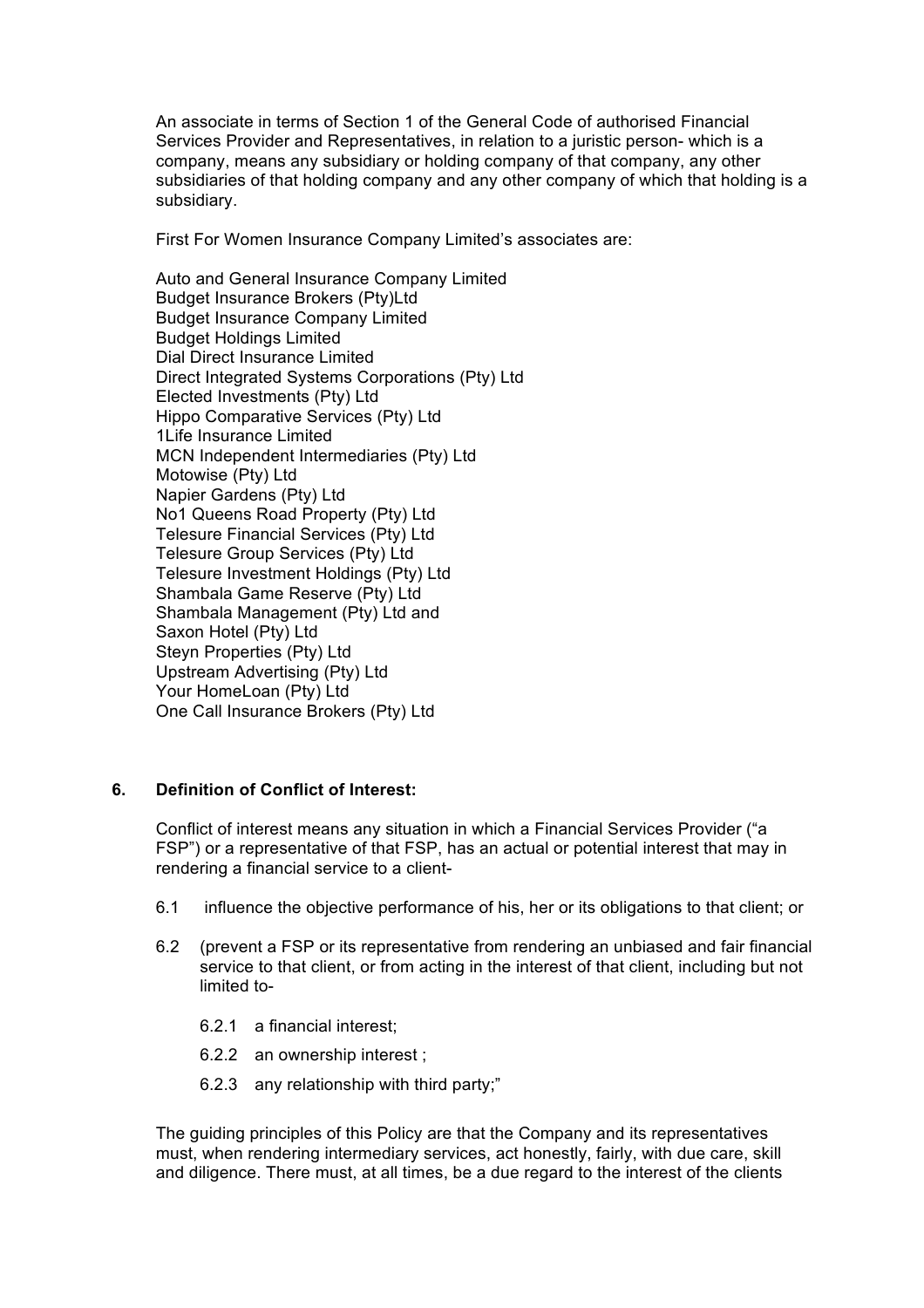An associate in terms of Section 1 of the General Code of authorised Financial Services Provider and Representatives, in relation to a juristic person- which is a company, means any subsidiary or holding company of that company, any other subsidiaries of that holding company and any other company of which that holding is a subsidiary.

First For Women Insurance Company Limited's associates are:

Auto and General Insurance Company Limited
Budget Insurance Brokers (Pty)Ltd
Budget Insurance Company Limited
Budget Holdings Limited
Dial Direct Insurance Limited
Direct Integrated Systems Corporations (Pty) Ltd
Elected Investments (Pty) Ltd
Hippo Comparative Services (Pty) Ltd
1Life Insurance Limited
MCN Independent Intermediaries (Pty) Ltd
Motowise (Pty) Ltd
Napier Gardens (Pty) Ltd
No1 Queens Road Property (Pty) Ltd
Telesure Financial Services (Pty) Ltd
Telesure Group Services (Pty) Ltd
Telesure Investment Holdings (Pty) Ltd
Shambala Game Reserve (Pty) Ltd
Shambala Management (Pty) Ltd and
Saxon Hotel (Pty) Ltd
Steyn Properties (Pty) Ltd
Upstream Advertising (Pty) Ltd
Your HomeLoan (Pty) Ltd
One Call Insurance Brokers (Pty) Ltd

## 6. Definition of Conflict of Interest:

Conflict of interest means any situation in which a Financial Services Provider ("a FSP") or a representative of that FSP, has an actual or potential interest that may in rendering a financial service to a client-

6.1 influence the objective performance of his, her or its obligations to that client; or

6.2 (prevent a FSP or its representative from rendering an unbiased and fair financial service to that client, or from acting in the interest of that client, including but not limited to-

- 6.2.1 a financial interest;
- 6.2.2 an ownership interest ;
- 6.2.3 any relationship with third party;"

The guiding principles of this Policy are that the Company and its representatives must, when rendering intermediary services, act honestly, fairly, with due care, skill and diligence. There must, at all times, be a due regard to the interest of the clients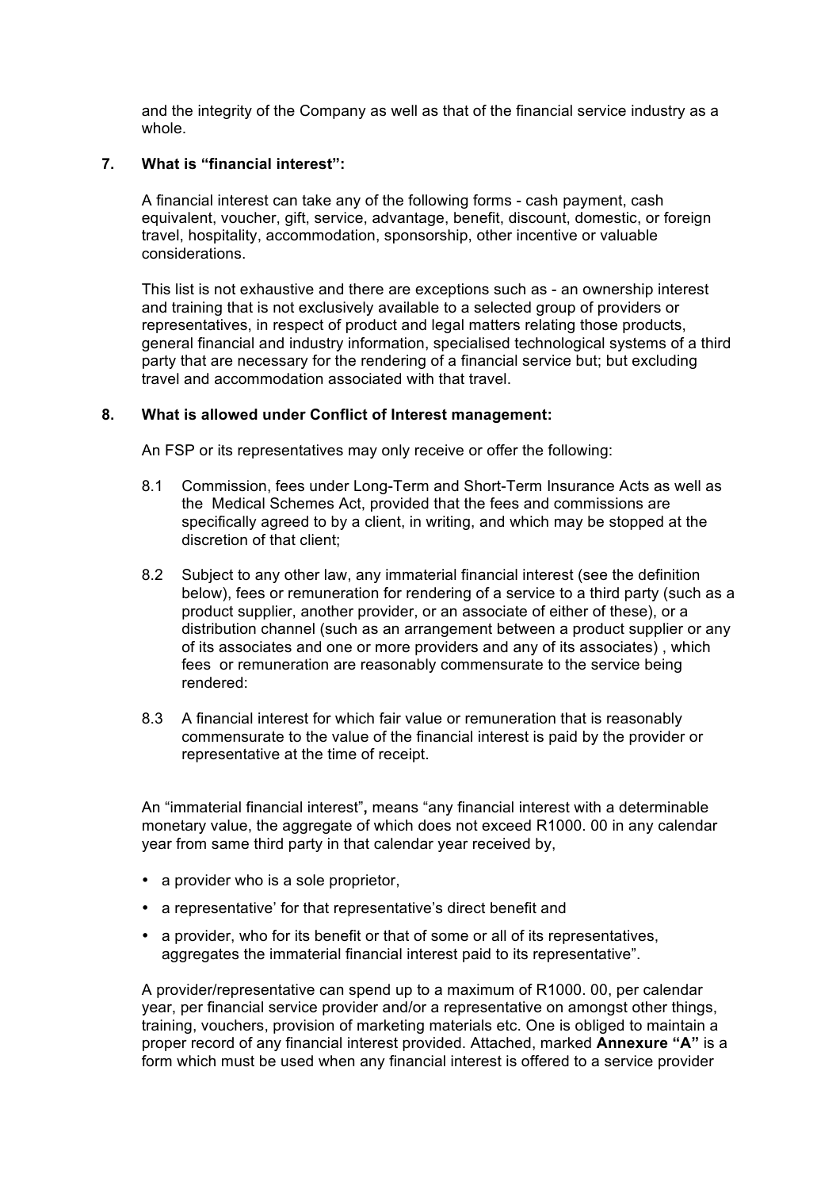and the integrity of the Company as well as that of the financial service industry as a whole.

## 7. What is "financial interest":

A financial interest can take any of the following forms - cash payment, cash equivalent, voucher, gift, service, advantage, benefit, discount, domestic, or foreign travel, hospitality, accommodation, sponsorship, other incentive or valuable considerations.

This list is not exhaustive and there are exceptions such as - an ownership interest and training that is not exclusively available to a selected group of providers or representatives, in respect of product and legal matters relating those products, general financial and industry information, specialised technological systems of a third party that are necessary for the rendering of a financial service but; but excluding travel and accommodation associated with that travel.

## 8. What is allowed under Conflict of Interest management:

An FSP or its representatives may only receive or offer the following:

8.1 Commission, fees under Long-Term and Short-Term Insurance Acts as well as the Medical Schemes Act, provided that the fees and commissions are specifically agreed to by a client, in writing, and which may be stopped at the discretion of that client;

8.2 Subject to any other law, any immaterial financial interest (see the definition below), fees or remuneration for rendering of a service to a third party (such as a product supplier, another provider, or an associate of either of these), or a distribution channel (such as an arrangement between a product supplier or any of its associates and one or more providers and any of its associates) , which fees or remuneration are reasonably commensurate to the service being rendered:

8.3 A financial interest for which fair value or remuneration that is reasonably commensurate to the value of the financial interest is paid by the provider or representative at the time of receipt.

An "immaterial financial interest"**,** means "any financial interest with a determinable monetary value, the aggregate of which does not exceed R1000. 00 in any calendar year from same third party in that calendar year received by,

- a provider who is a sole proprietor,
- a representative' for that representative's direct benefit and
- a provider, who for its benefit or that of some or all of its representatives, aggregates the immaterial financial interest paid to its representative".

A provider/representative can spend up to a maximum of R1000. 00, per calendar year, per financial service provider and/or a representative on amongst other things, training, vouchers, provision of marketing materials etc. One is obliged to maintain a proper record of any financial interest provided. Attached, marked **Annexure "A"** is a form which must be used when any financial interest is offered to a service provider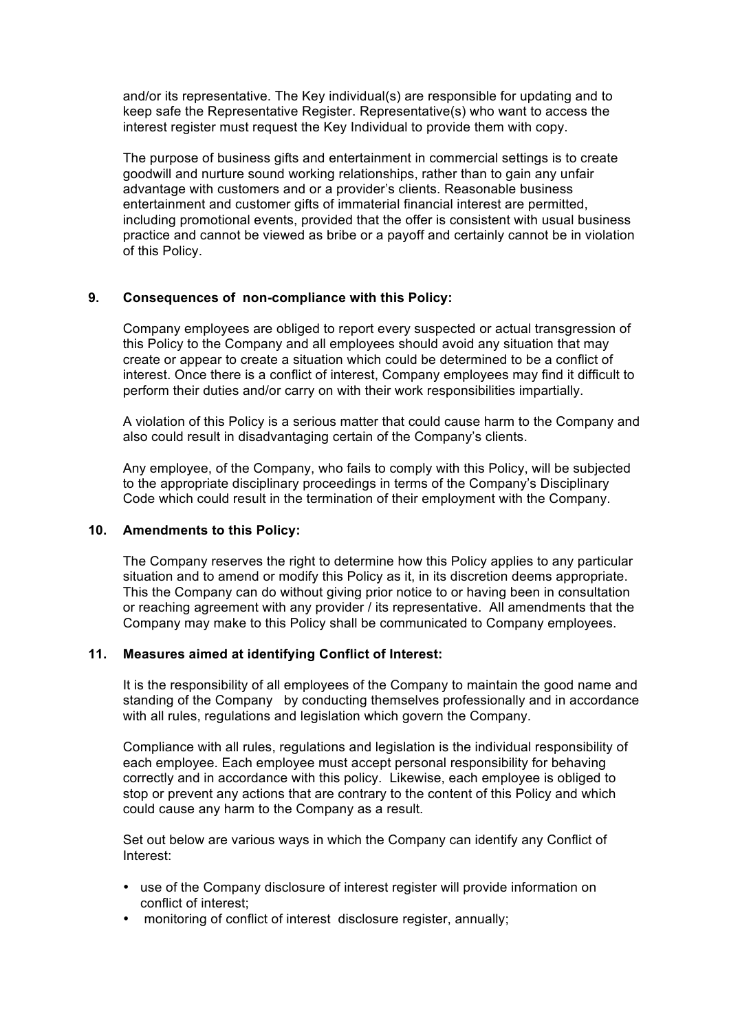and/or its representative. The Key individual(s) are responsible for updating and to keep safe the Representative Register. Representative(s) who want to access the interest register must request the Key Individual to provide them with copy.

The purpose of business gifts and entertainment in commercial settings is to create goodwill and nurture sound working relationships, rather than to gain any unfair advantage with customers and or a provider's clients. Reasonable business entertainment and customer gifts of immaterial financial interest are permitted, including promotional events, provided that the offer is consistent with usual business practice and cannot be viewed as bribe or a payoff and certainly cannot be in violation of this Policy.

**9. Consequences of non-compliance with this Policy:**

Company employees are obliged to report every suspected or actual transgression of this Policy to the Company and all employees should avoid any situation that may create or appear to create a situation which could be determined to be a conflict of interest. Once there is a conflict of interest, Company employees may find it difficult to perform their duties and/or carry on with their work responsibilities impartially.

A violation of this Policy is a serious matter that could cause harm to the Company and also could result in disadvantaging certain of the Company's clients.

Any employee, of the Company, who fails to comply with this Policy, will be subjected to the appropriate disciplinary proceedings in terms of the Company's Disciplinary Code which could result in the termination of their employment with the Company.

**10. Amendments to this Policy:**

The Company reserves the right to determine how this Policy applies to any particular situation and to amend or modify this Policy as it, in its discretion deems appropriate. This the Company can do without giving prior notice to or having been in consultation or reaching agreement with any provider / its representative. All amendments that the Company may make to this Policy shall be communicated to Company employees.

**11. Measures aimed at identifying Conflict of Interest:**

It is the responsibility of all employees of the Company to maintain the good name and standing of the Company by conducting themselves professionally and in accordance with all rules, regulations and legislation which govern the Company.

Compliance with all rules, regulations and legislation is the individual responsibility of each employee. Each employee must accept personal responsibility for behaving correctly and in accordance with this policy. Likewise, each employee is obliged to stop or prevent any actions that are contrary to the content of this Policy and which could cause any harm to the Company as a result.

Set out below are various ways in which the Company can identify any Conflict of Interest:

- use of the Company disclosure of interest register will provide information on conflict of interest;
- monitoring of conflict of interest disclosure register, annually;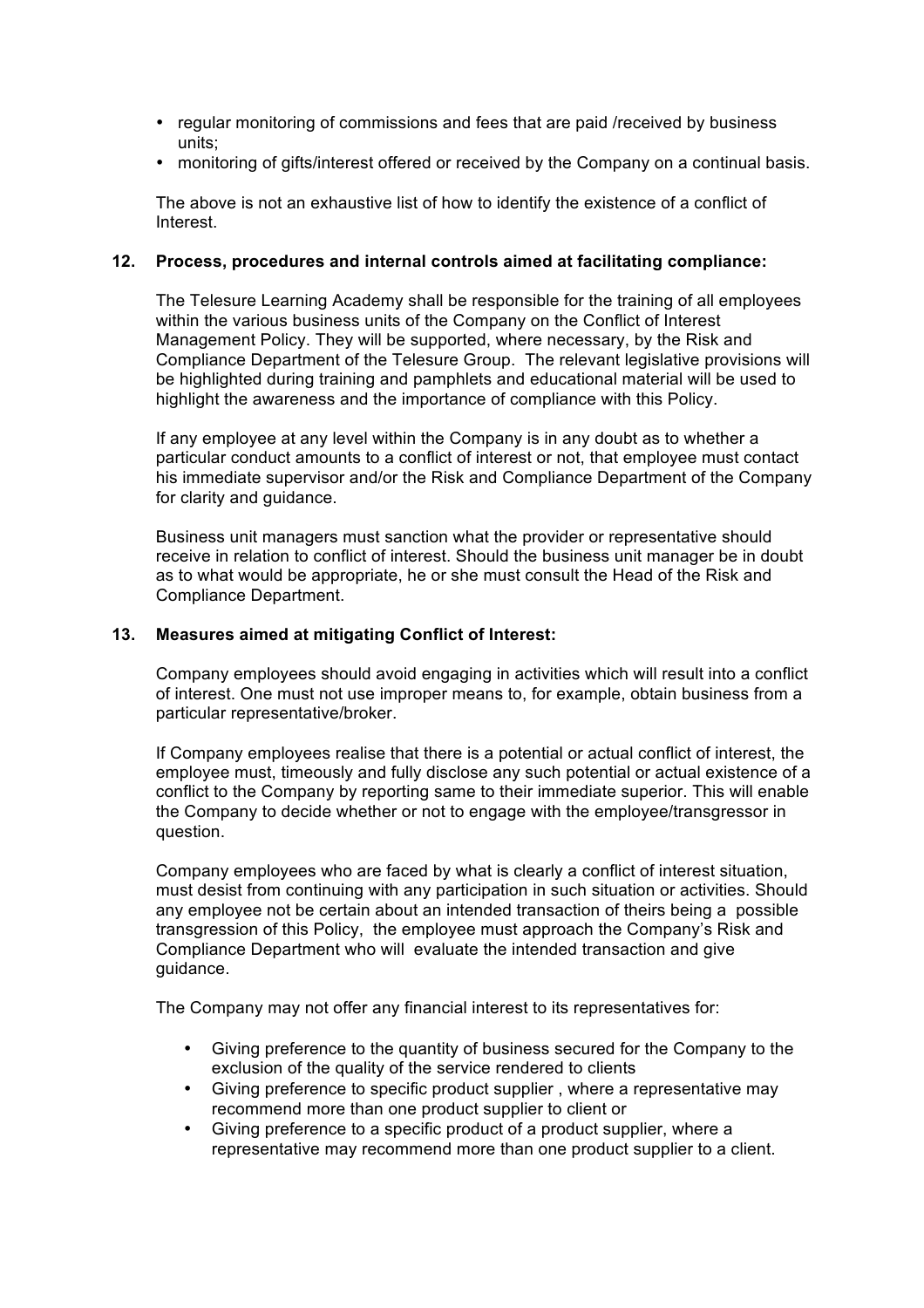- regular monitoring of commissions and fees that are paid /received by business units;
- monitoring of gifts/interest offered or received by the Company on a continual basis.

The above is not an exhaustive list of how to identify the existence of a conflict of Interest.

## 12. Process, procedures and internal controls aimed at facilitating compliance:

The Telesure Learning Academy shall be responsible for the training of all employees within the various business units of the Company on the Conflict of Interest Management Policy. They will be supported, where necessary, by the Risk and Compliance Department of the Telesure Group. The relevant legislative provisions will be highlighted during training and pamphlets and educational material will be used to highlight the awareness and the importance of compliance with this Policy.

If any employee at any level within the Company is in any doubt as to whether a particular conduct amounts to a conflict of interest or not, that employee must contact his immediate supervisor and/or the Risk and Compliance Department of the Company for clarity and guidance.

Business unit managers must sanction what the provider or representative should receive in relation to conflict of interest. Should the business unit manager be in doubt as to what would be appropriate, he or she must consult the Head of the Risk and Compliance Department.

## 13. Measures aimed at mitigating Conflict of Interest:

Company employees should avoid engaging in activities which will result into a conflict of interest. One must not use improper means to, for example, obtain business from a particular representative/broker.

If Company employees realise that there is a potential or actual conflict of interest, the employee must, timeously and fully disclose any such potential or actual existence of a conflict to the Company by reporting same to their immediate superior. This will enable the Company to decide whether or not to engage with the employee/transgressor in question.

Company employees who are faced by what is clearly a conflict of interest situation, must desist from continuing with any participation in such situation or activities. Should any employee not be certain about an intended transaction of theirs being a possible transgression of this Policy, the employee must approach the Company's Risk and Compliance Department who will evaluate the intended transaction and give guidance.

The Company may not offer any financial interest to its representatives for:

- Giving preference to the quantity of business secured for the Company to the exclusion of the quality of the service rendered to clients
- Giving preference to specific product supplier , where a representative may recommend more than one product supplier to client or
- Giving preference to a specific product of a product supplier, where a representative may recommend more than one product supplier to a client.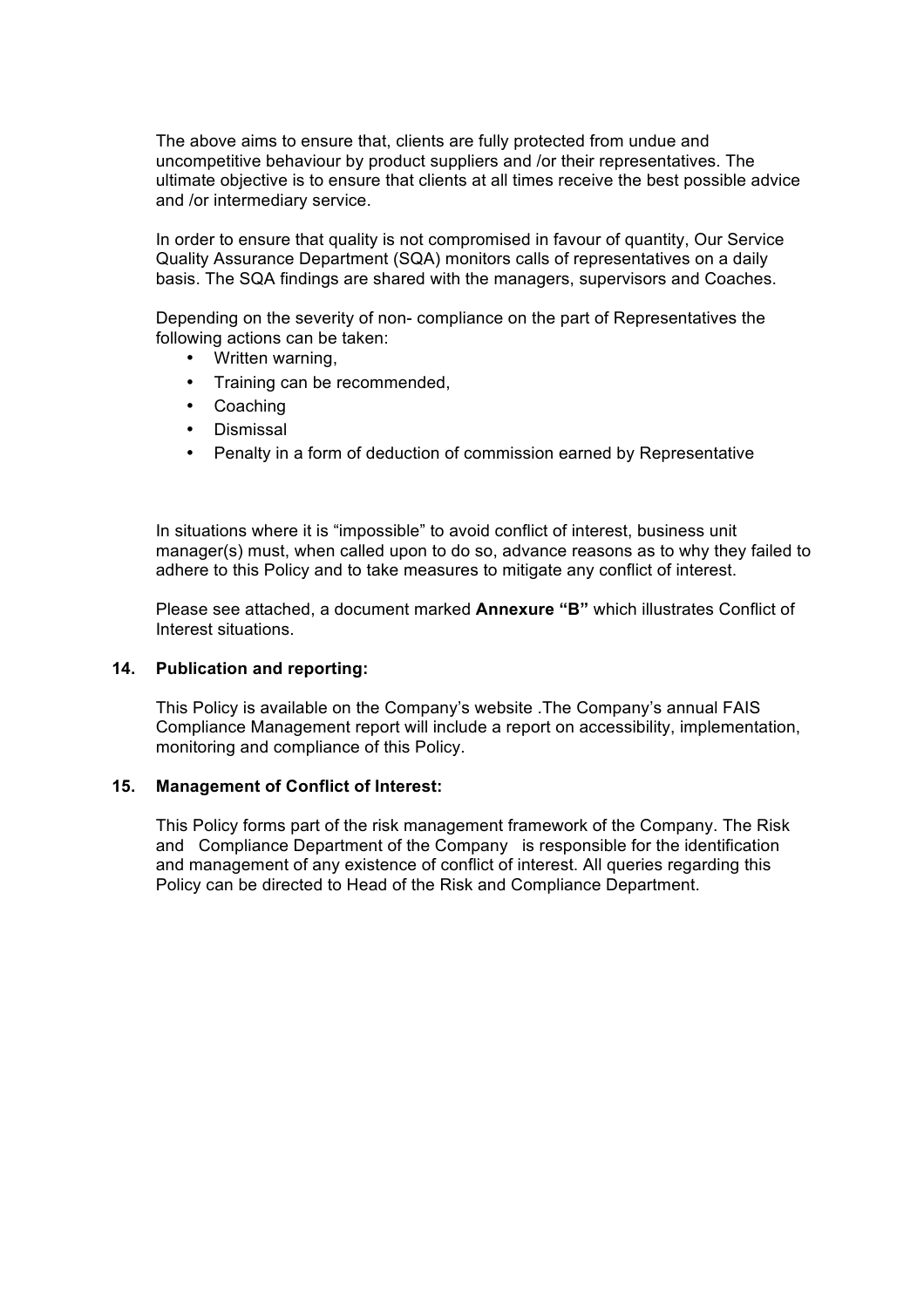The above aims to ensure that, clients are fully protected from undue and uncompetitive behaviour by product suppliers and /or their representatives. The ultimate objective is to ensure that clients at all times receive the best possible advice and /or intermediary service.

In order to ensure that quality is not compromised in favour of quantity, Our Service Quality Assurance Department (SQA) monitors calls of representatives on a daily basis. The SQA findings are shared with the managers, supervisors and Coaches.

Depending on the severity of non- compliance on the part of Representatives the following actions can be taken:

- Written warning,
- Training can be recommended,
- Coaching
- Dismissal
- Penalty in a form of deduction of commission earned by Representative

In situations where it is "impossible" to avoid conflict of interest, business unit manager(s) must, when called upon to do so, advance reasons as to why they failed to adhere to this Policy and to take measures to mitigate any conflict of interest.

Please see attached, a document marked **Annexure "B"** which illustrates Conflict of Interest situations.

## 14. Publication and reporting:

This Policy is available on the Company's website .The Company's annual FAIS Compliance Management report will include a report on accessibility, implementation, monitoring and compliance of this Policy.

## 15. Management of Conflict of Interest:

This Policy forms part of the risk management framework of the Company. The Risk and Compliance Department of the Company is responsible for the identification and management of any existence of conflict of interest. All queries regarding this Policy can be directed to Head of the Risk and Compliance Department.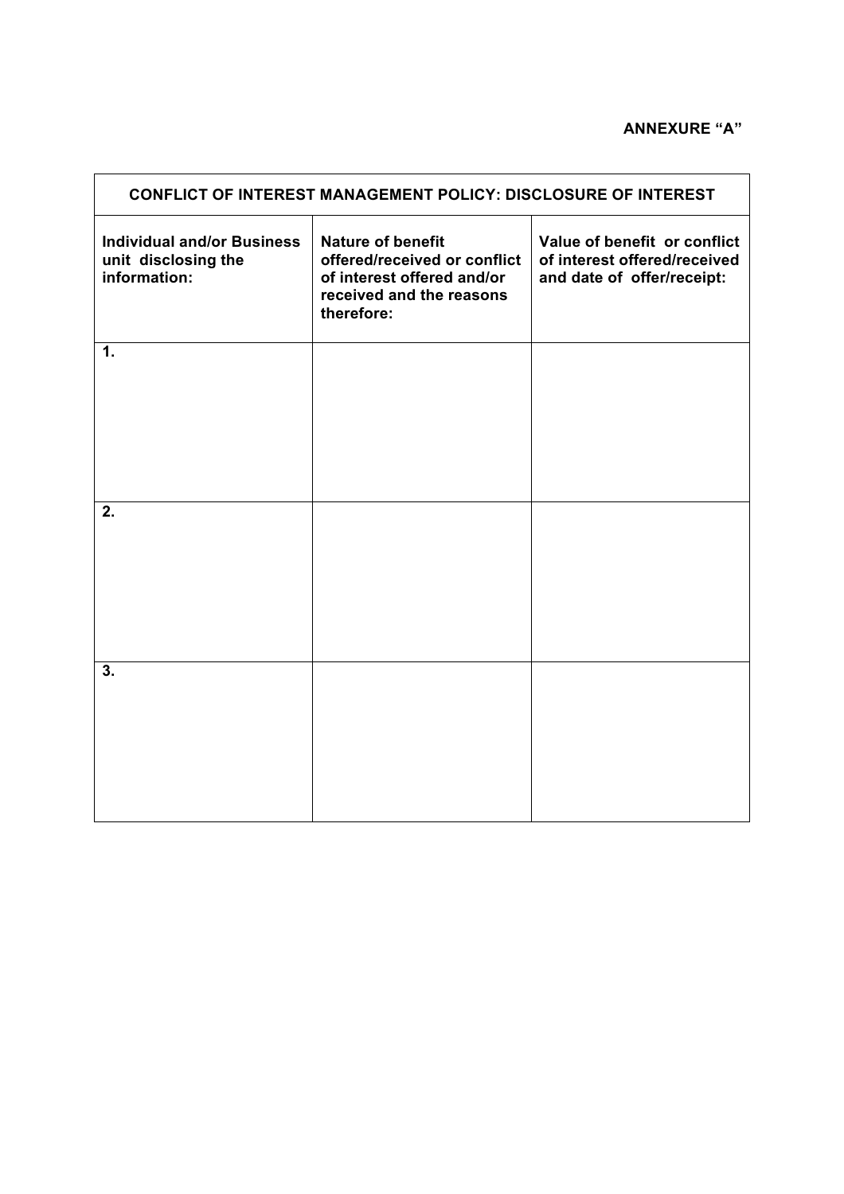**ANNEXURE "A"**

| CONFLICT OF INTEREST MANAGEMENT POLICY: DISCLOSURE OF INTEREST | | |
|---|---|---|
| **Individual and/or Business unit disclosing the information:** | **Nature of benefit offered/received or conflict of interest offered and/or received and the reasons therefore:** | **Value of benefit or conflict of interest offered/received and date of offer/receipt:** |
| **1.** | | |
| **2.** | | |
| **3.** | | |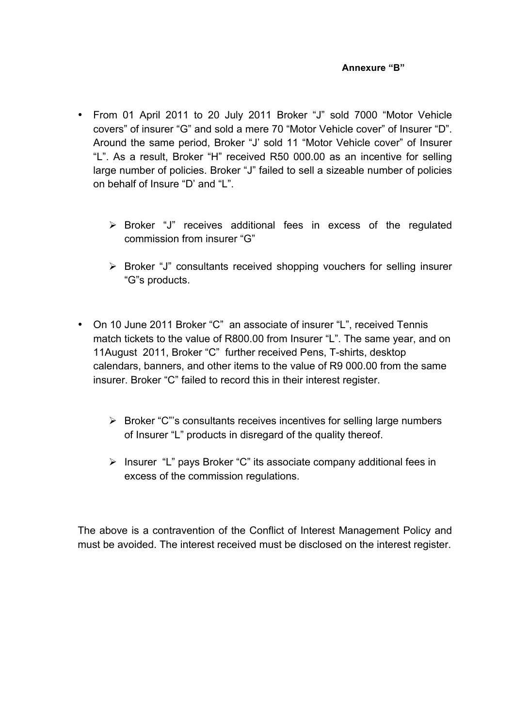**Annexure "B"**

- From 01 April 2011 to 20 July 2011 Broker "J" sold 7000 "Motor Vehicle covers" of insurer "G" and sold a mere 70 "Motor Vehicle cover" of Insurer "D". Around the same period, Broker "J' sold 11 "Motor Vehicle cover" of Insurer "L". As a result, Broker "H" received R50 000.00 as an incentive for selling large number of policies. Broker "J" failed to sell a sizeable number of policies on behalf of Insure "D' and "L".

  - Broker "J" receives additional fees in excess of the regulated commission from insurer "G"

  - Broker "J" consultants received shopping vouchers for selling insurer "G"s products.

- On 10 June 2011 Broker "C" an associate of insurer "L", received Tennis match tickets to the value of R800.00 from Insurer "L". The same year, and on 11August 2011, Broker "C" further received Pens, T-shirts, desktop calendars, banners, and other items to the value of R9 000.00 from the same insurer. Broker "C" failed to record this in their interest register.

  - Broker "C"'s consultants receives incentives for selling large numbers of Insurer "L" products in disregard of the quality thereof.

  - Insurer "L" pays Broker "C" its associate company additional fees in excess of the commission regulations.

The above is a contravention of the Conflict of Interest Management Policy and must be avoided. The interest received must be disclosed on the interest register.